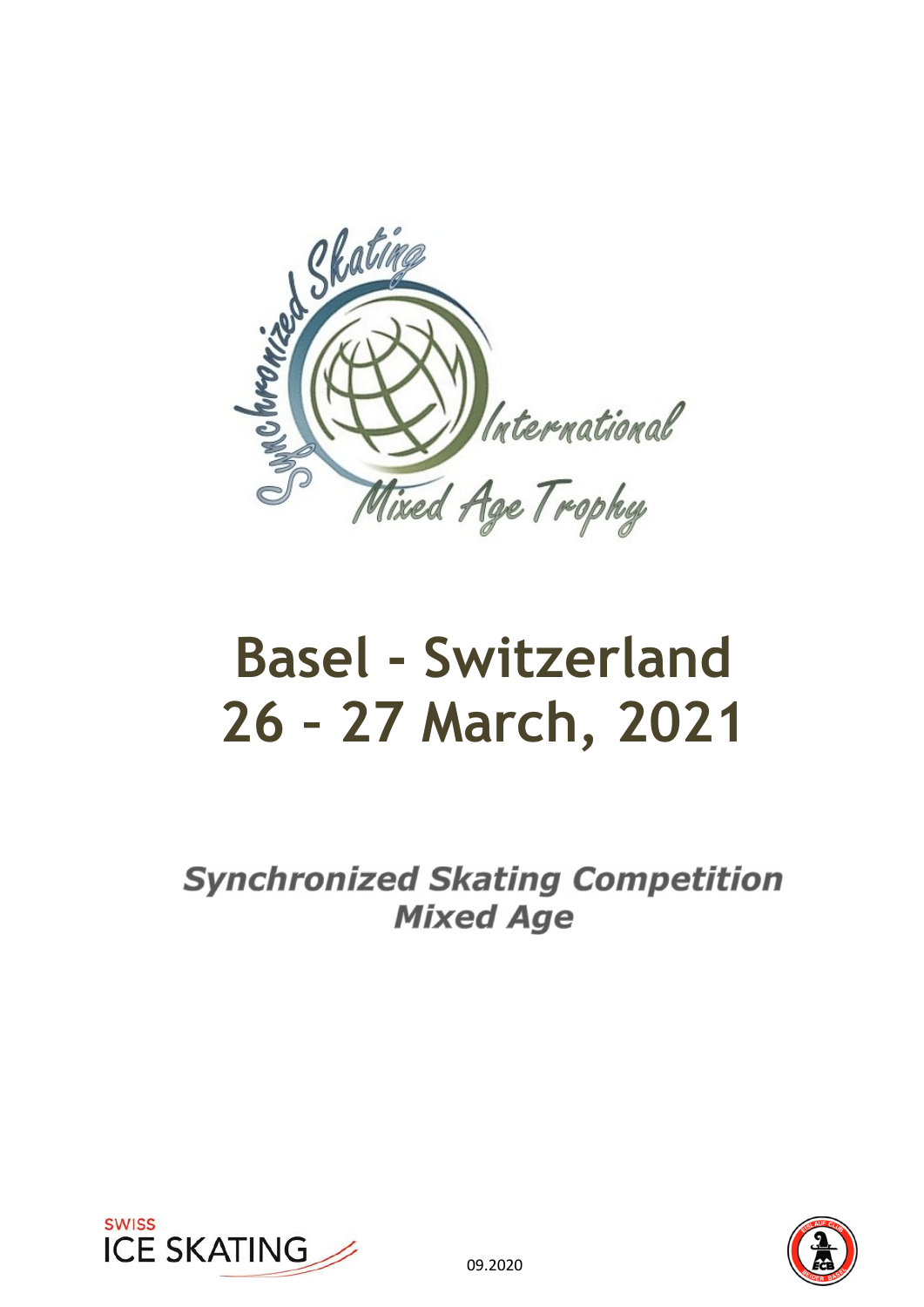# Basel - Switzerland
# 26 – 27 March, 2021

***Synchronized Skating Competition***
***Mixed Age***

09.2020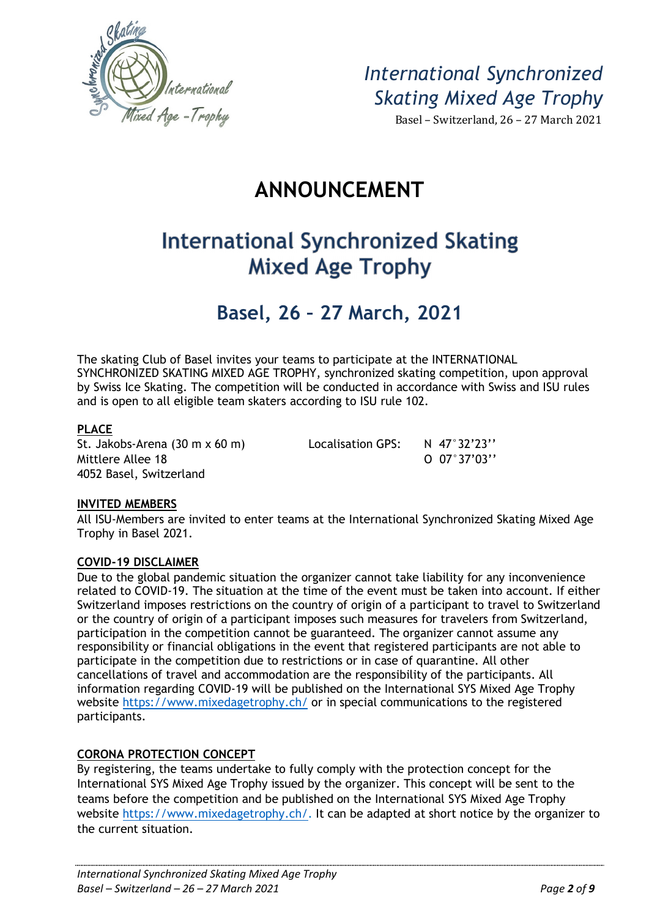# ANNOUNCEMENT

## International Synchronized Skating Mixed Age Trophy

## Basel, 26 – 27 March, 2021

The skating Club of Basel invites your teams to participate at the INTERNATIONAL SYNCHRONIZED SKATING MIXED AGE TROPHY, synchronized skating competition, upon approval by Swiss Ice Skating. The competition will be conducted in accordance with Swiss and ISU rules and is open to all eligible team skaters according to ISU rule 102.

**PLACE**

St. Jakobs-Arena (30 m x 60 m)
Mittlere Allee 18
4052 Basel, Switzerland

Localisation GPS: N 47°32'23''
O 07°37'03''

**INVITED MEMBERS**

All ISU-Members are invited to enter teams at the International Synchronized Skating Mixed Age Trophy in Basel 2021.

**COVID-19 DISCLAIMER**

Due to the global pandemic situation the organizer cannot take liability for any inconvenience related to COVID-19. The situation at the time of the event must be taken into account. If either Switzerland imposes restrictions on the country of origin of a participant to travel to Switzerland or the country of origin of a participant imposes such measures for travelers from Switzerland, participation in the competition cannot be guaranteed. The organizer cannot assume any responsibility or financial obligations in the event that registered participants are not able to participate in the competition due to restrictions or in case of quarantine. All other cancellations of travel and accommodation are the responsibility of the participants. All information regarding COVID-19 will be published on the International SYS Mixed Age Trophy website https://www.mixedagetrophy.ch/ or in special communications to the registered participants.

**CORONA PROTECTION CONCEPT**

By registering, the teams undertake to fully comply with the protection concept for the International SYS Mixed Age Trophy issued by the organizer. This concept will be sent to the teams before the competition and be published on the International SYS Mixed Age Trophy website https://www.mixedagetrophy.ch/. It can be adapted at short notice by the organizer to the current situation.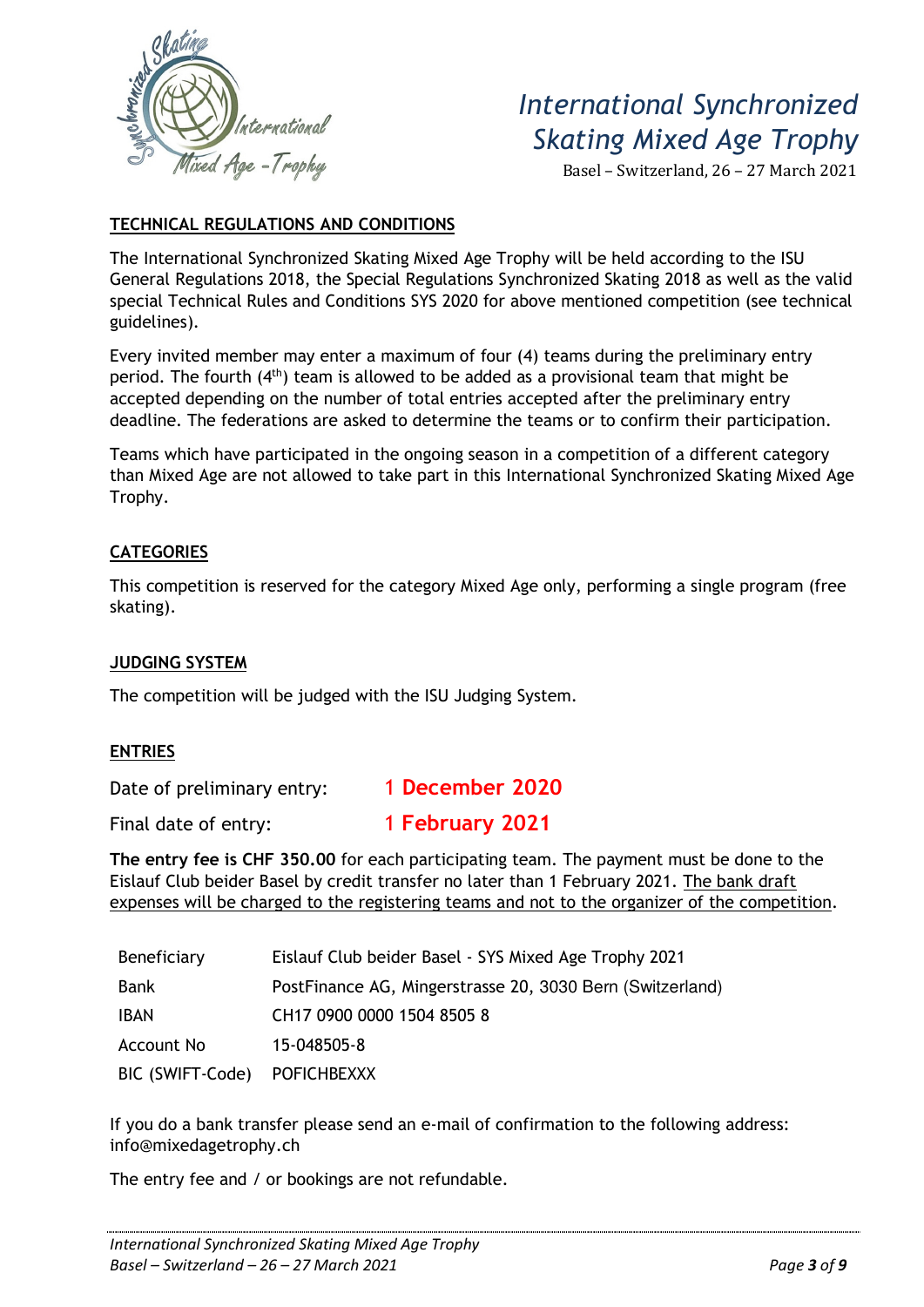*International Synchronized Skating Mixed Age Trophy*

Basel – Switzerland, 26 – 27 March 2021

## TECHNICAL REGULATIONS AND CONDITIONS

The International Synchronized Skating Mixed Age Trophy will be held according to the ISU General Regulations 2018, the Special Regulations Synchronized Skating 2018 as well as the valid special Technical Rules and Conditions SYS 2020 for above mentioned competition (see technical guidelines).

Every invited member may enter a maximum of four (4) teams during the preliminary entry period. The fourth (4th) team is allowed to be added as a provisional team that might be accepted depending on the number of total entries accepted after the preliminary entry deadline. The federations are asked to determine the teams or to confirm their participation.

Teams which have participated in the ongoing season in a competition of a different category than Mixed Age are not allowed to take part in this International Synchronized Skating Mixed Age Trophy.

## CATEGORIES

This competition is reserved for the category Mixed Age only, performing a single program (free skating).

## JUDGING SYSTEM

The competition will be judged with the ISU Judging System.

## ENTRIES

Date of preliminary entry: **1 December 2020**

Final date of entry: **1 February 2021**

**The entry fee is CHF 350.00** for each participating team. The payment must be done to the Eislauf Club beider Basel by credit transfer no later than 1 February 2021. The bank draft expenses will be charged to the registering teams and not to the organizer of the competition.

| | |
|---|---|
| Beneficiary | Eislauf Club beider Basel - SYS Mixed Age Trophy 2021 |
| Bank | PostFinance AG, Mingerstrasse 20, 3030 Bern (Switzerland) |
| IBAN | CH17 0900 0000 1504 8505 8 |
| Account No | 15-048505-8 |
| BIC (SWIFT-Code) | POFICHBEXXX |

If you do a bank transfer please send an e-mail of confirmation to the following address: info@mixedagetrophy.ch

The entry fee and / or bookings are not refundable.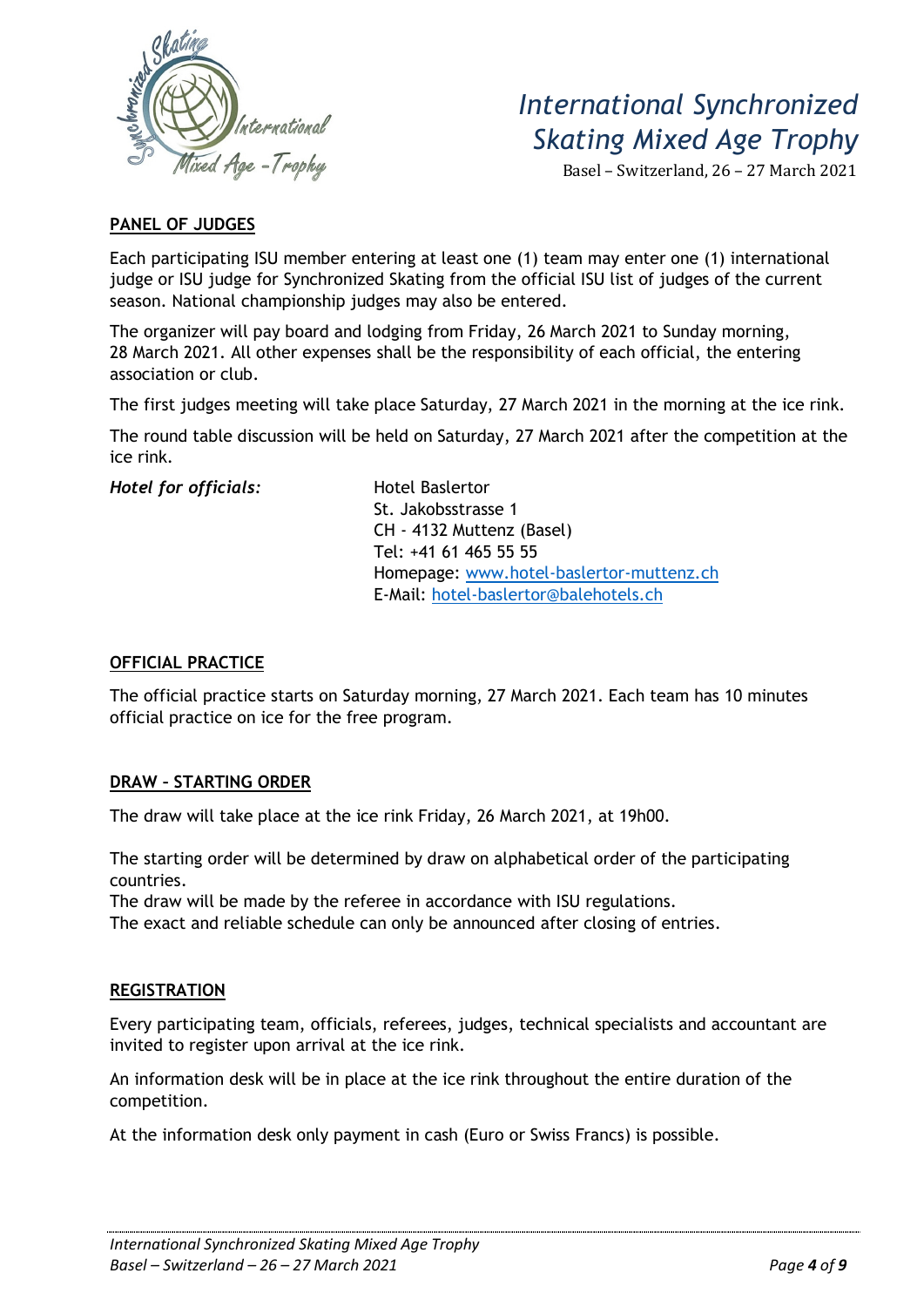## PANEL OF JUDGES

Each participating ISU member entering at least one (1) team may enter one (1) international judge or ISU judge for Synchronized Skating from the official ISU list of judges of the current season. National championship judges may also be entered.

The organizer will pay board and lodging from Friday, 26 March 2021 to Sunday morning, 28 March 2021. All other expenses shall be the responsibility of each official, the entering association or club.

The first judges meeting will take place Saturday, 27 March 2021 in the morning at the ice rink.

The round table discussion will be held on Saturday, 27 March 2021 after the competition at the ice rink.

***Hotel for officials:***

Hotel Baslertor
St. Jakobsstrasse 1
CH - 4132 Muttenz (Basel)
Tel: +41 61 465 55 55
Homepage: www.hotel-baslertor-muttenz.ch
E-Mail: hotel-baslertor@balehotels.ch

## OFFICIAL PRACTICE

The official practice starts on Saturday morning, 27 March 2021. Each team has 10 minutes official practice on ice for the free program.

## DRAW – STARTING ORDER

The draw will take place at the ice rink Friday, 26 March 2021, at 19h00.

The starting order will be determined by draw on alphabetical order of the participating countries.
The draw will be made by the referee in accordance with ISU regulations.
The exact and reliable schedule can only be announced after closing of entries.

## REGISTRATION

Every participating team, officials, referees, judges, technical specialists and accountant are invited to register upon arrival at the ice rink.

An information desk will be in place at the ice rink throughout the entire duration of the competition.

At the information desk only payment in cash (Euro or Swiss Francs) is possible.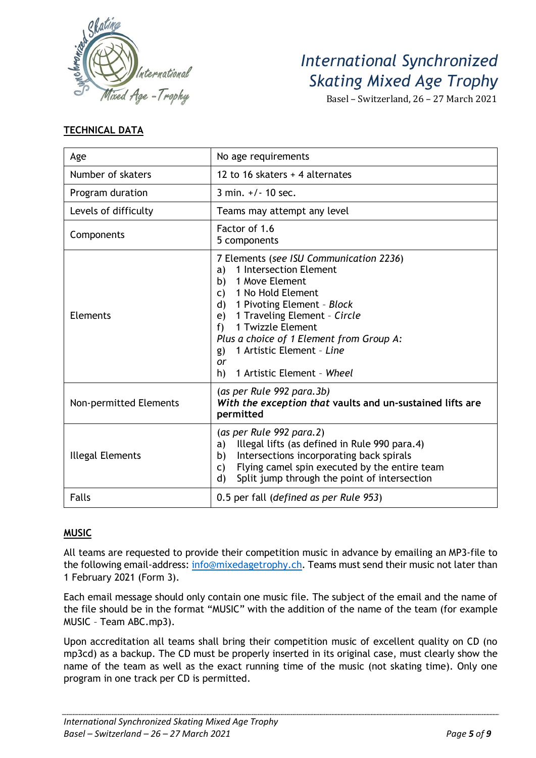# International Synchronized Skating Mixed Age Trophy

Basel – Switzerland, 26 – 27 March 2021

## TECHNICAL DATA

| | |
|---|---|
| Age | No age requirements |
| Number of skaters | 12 to 16 skaters + 4 alternates |
| Program duration | 3 min. +/- 10 sec. |
| Levels of difficulty | Teams may attempt any level |
| Components | Factor of 1.6<br>5 components |
| Elements | 7 Elements (*see ISU Communication 2236*)<br>a) 1 Intersection Element<br>b) 1 Move Element<br>c) 1 No Hold Element<br>d) 1 Pivoting Element - *Block*<br>e) 1 Traveling Element - *Circle*<br>f) 1 Twizzle Element<br>*Plus a choice of 1 Element from Group A:*<br>g) 1 Artistic Element - *Line*<br>*or*<br>h) 1 Artistic Element - *Wheel* |
| Non-permitted Elements | (*as per Rule 992 para.3b*)<br>***With the exception that* vaults and un-sustained lifts are permitted** |
| Illegal Elements | (*as per Rule 992 para.2*)<br>a) Illegal lifts (as defined in Rule 990 para.4)<br>b) Intersections incorporating back spirals<br>c) Flying camel spin executed by the entire team<br>d) Split jump through the point of intersection |
| Falls | 0.5 per fall (*defined as per Rule 953*) |

## MUSIC

All teams are requested to provide their competition music in advance by emailing an MP3-file to the following email-address: info@mixedagetrophy.ch. Teams must send their music not later than 1 February 2021 (Form 3).

Each email message should only contain one music file. The subject of the email and the name of the file should be in the format "MUSIC" with the addition of the name of the team (for example MUSIC – Team ABC.mp3).

Upon accreditation all teams shall bring their competition music of excellent quality on CD (no mp3cd) as a backup. The CD must be properly inserted in its original case, must clearly show the name of the team as well as the exact running time of the music (not skating time). Only one program in one track per CD is permitted.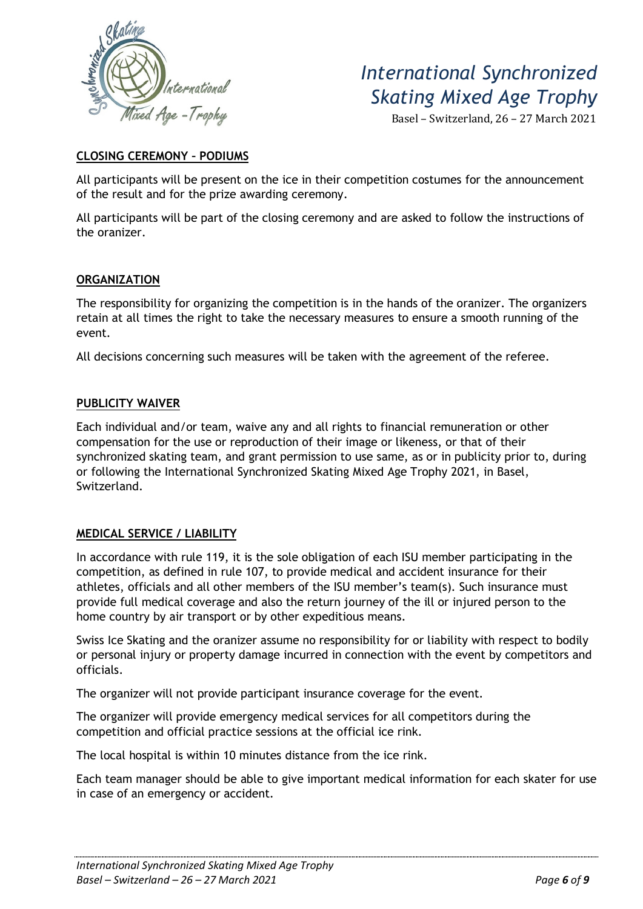## CLOSING CEREMONY – PODIUMS

All participants will be present on the ice in their competition costumes for the announcement of the result and for the prize awarding ceremony.

All participants will be part of the closing ceremony and are asked to follow the instructions of the oranizer.

## ORGANIZATION

The responsibility for organizing the competition is in the hands of the oranizer. The organizers retain at all times the right to take the necessary measures to ensure a smooth running of the event.

All decisions concerning such measures will be taken with the agreement of the referee.

## PUBLICITY WAIVER

Each individual and/or team, waive any and all rights to financial remuneration or other compensation for the use or reproduction of their image or likeness, or that of their synchronized skating team, and grant permission to use same, as or in publicity prior to, during or following the International Synchronized Skating Mixed Age Trophy 2021, in Basel, Switzerland.

## MEDICAL SERVICE / LIABILITY

In accordance with rule 119, it is the sole obligation of each ISU member participating in the competition, as defined in rule 107, to provide medical and accident insurance for their athletes, officials and all other members of the ISU member's team(s). Such insurance must provide full medical coverage and also the return journey of the ill or injured person to the home country by air transport or by other expeditious means.

Swiss Ice Skating and the oranizer assume no responsibility for or liability with respect to bodily or personal injury or property damage incurred in connection with the event by competitors and officials.

The organizer will not provide participant insurance coverage for the event.

The organizer will provide emergency medical services for all competitors during the competition and official practice sessions at the official ice rink.

The local hospital is within 10 minutes distance from the ice rink.

Each team manager should be able to give important medical information for each skater for use in case of an emergency or accident.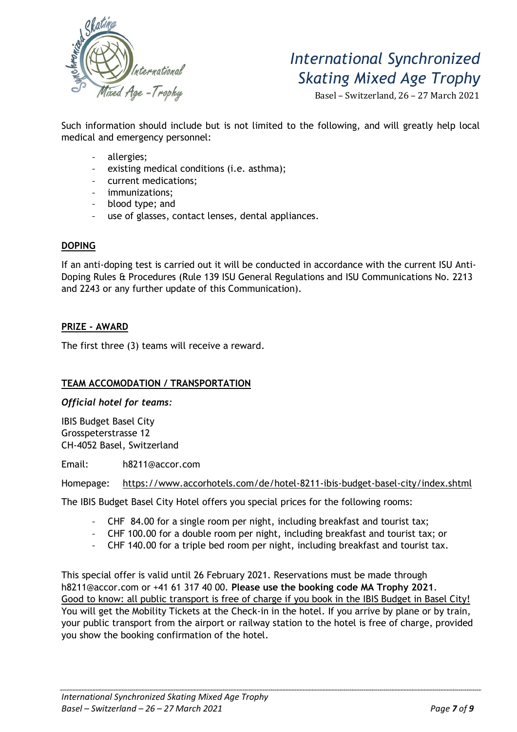Such information should include but is not limited to the following, and will greatly help local medical and emergency personnel:

- allergies;
- existing medical conditions (i.e. asthma);
- current medications;
- immunizations;
- blood type; and
- use of glasses, contact lenses, dental appliances.

## DOPING

If an anti-doping test is carried out it will be conducted in accordance with the current ISU Anti-Doping Rules & Procedures (Rule 139 ISU General Regulations and ISU Communications No. 2213 and 2243 or any further update of this Communication).

## PRIZE - AWARD

The first three (3) teams will receive a reward.

## TEAM ACCOMODATION / TRANSPORTATION

***Official hotel for teams:***

IBIS Budget Basel City
Grosspeterstrasse 12
CH-4052 Basel, Switzerland

Email: h8211@accor.com

Homepage: https://www.accorhotels.com/de/hotel-8211-ibis-budget-basel-city/index.shtml

The IBIS Budget Basel City Hotel offers you special prices for the following rooms:

- CHF 84.00 for a single room per night, including breakfast and tourist tax;
- CHF 100.00 for a double room per night, including breakfast and tourist tax; or
- CHF 140.00 for a triple bed room per night, including breakfast and tourist tax.

This special offer is valid until 26 February 2021. Reservations must be made through h8211@accor.com or +41 61 317 40 00. **Please use the booking code MA Trophy 2021**. Good to know: all public transport is free of charge if you book in the IBIS Budget in Basel City! You will get the Mobility Tickets at the Check-in in the hotel. If you arrive by plane or by train, your public transport from the airport or railway station to the hotel is free of charge, provided you show the booking confirmation of the hotel.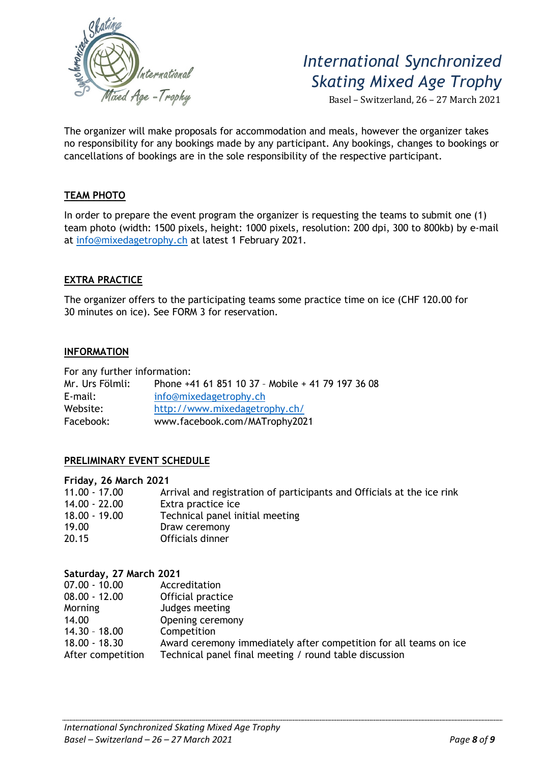The organizer will make proposals for accommodation and meals, however the organizer takes no responsibility for any bookings made by any participant. Any bookings, changes to bookings or cancellations of bookings are in the sole responsibility of the respective participant.

## TEAM PHOTO

In order to prepare the event program the organizer is requesting the teams to submit one (1) team photo (width: 1500 pixels, height: 1000 pixels, resolution: 200 dpi, 300 to 800kb) by e-mail at info@mixedagetrophy.ch at latest 1 February 2021.

## EXTRA PRACTICE

The organizer offers to the participating teams some practice time on ice (CHF 120.00 for 30 minutes on ice). See FORM 3 for reservation.

## INFORMATION

For any further information:

| | |
|---|---|
| Mr. Urs Fölmli: | Phone +41 61 851 10 37 – Mobile + 41 79 197 36 08 |
| E-mail: | info@mixedagetrophy.ch |
| Website: | http://www.mixedagetrophy.ch/ |
| Facebook: | www.facebook.com/MATrophy2021 |

## PRELIMINARY EVENT SCHEDULE

**Friday, 26 March 2021**

| | |
|---|---|
| 11.00 - 17.00 | Arrival and registration of participants and Officials at the ice rink |
| 14.00 - 22.00 | Extra practice ice |
| 18.00 - 19.00 | Technical panel initial meeting |
| 19.00 | Draw ceremony |
| 20.15 | Officials dinner |

**Saturday, 27 March 2021**

| | |
|---|---|
| 07.00 - 10.00 | Accreditation |
| 08.00 - 12.00 | Official practice |
| Morning | Judges meeting |
| 14.00 | Opening ceremony |
| 14.30 – 18.00 | Competition |
| 18.00 - 18.30 | Award ceremony immediately after competition for all teams on ice |
| After competition | Technical panel final meeting / round table discussion |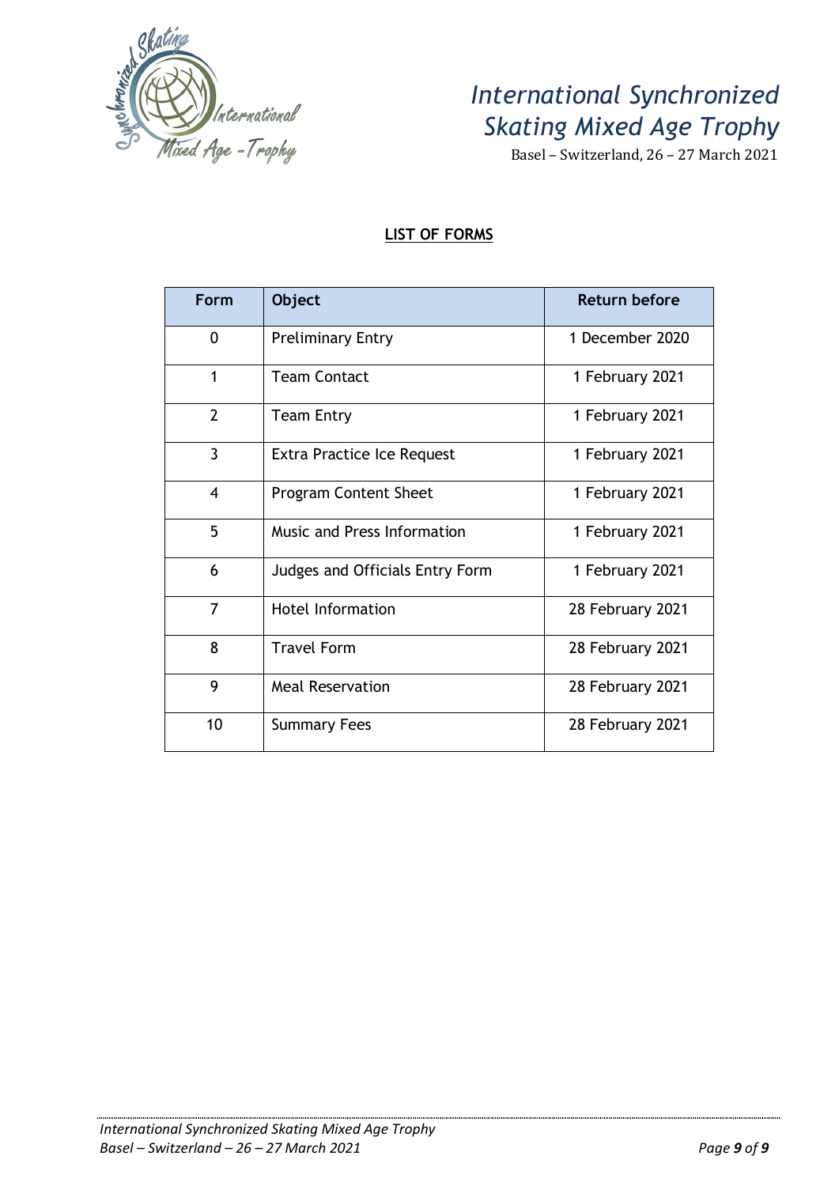## LIST OF FORMS

| Form | Object | Return before |
|---|---|---|
| 0 | Preliminary Entry | 1 December 2020 |
| 1 | Team Contact | 1 February 2021 |
| 2 | Team Entry | 1 February 2021 |
| 3 | Extra Practice Ice Request | 1 February 2021 |
| 4 | Program Content Sheet | 1 February 2021 |
| 5 | Music and Press Information | 1 February 2021 |
| 6 | Judges and Officials Entry Form | 1 February 2021 |
| 7 | Hotel Information | 28 February 2021 |
| 8 | Travel Form | 28 February 2021 |
| 9 | Meal Reservation | 28 February 2021 |
| 10 | Summary Fees | 28 February 2021 |